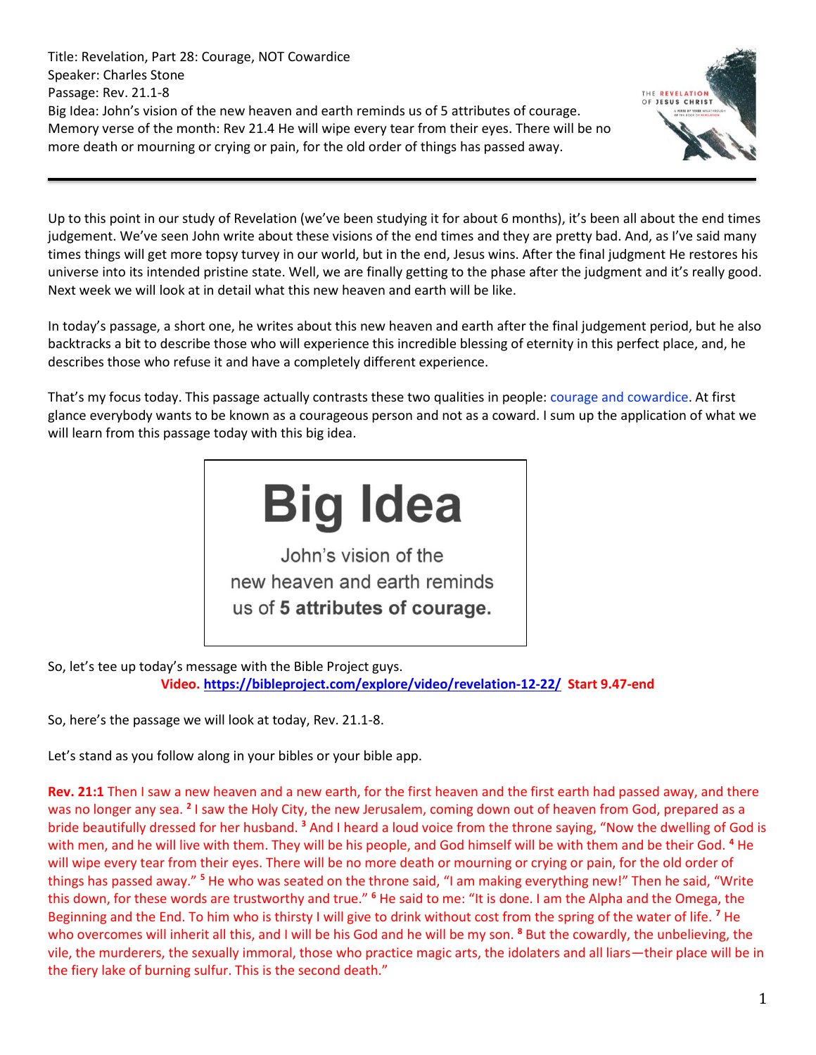Title: Revelation, Part 28: Courage, NOT Cowardice
Speaker: Charles Stone
Passage: Rev. 21.1-8
Big Idea: John's vision of the new heaven and earth reminds us of 5 attributes of courage.
Memory verse of the month: Rev 21.4 He will wipe every tear from their eyes. There will be no more death or mourning or crying or pain, for the old order of things has passed away.

---

Up to this point in our study of Revelation (we've been studying it for about 6 months), it's been all about the end times judgement. We've seen John write about these visions of the end times and they are pretty bad. And, as I've said many times things will get more topsy turvey in our world, but in the end, Jesus wins. After the final judgment He restores his universe into its intended pristine state. Well, we are finally getting to the phase after the judgment and it's really good. Next week we will look at in detail what this new heaven and earth will be like.

In today's passage, a short one, he writes about this new heaven and earth after the final judgement period, but he also backtracks a bit to describe those who will experience this incredible blessing of eternity in this perfect place, and, he describes those who refuse it and have a completely different experience.

That's my focus today. This passage actually contrasts these two qualities in people: courage and cowardice. At first glance everybody wants to be known as a courageous person and not as a coward. I sum up the application of what we will learn from this passage today with this big idea.

> # Big Idea
> John's vision of the new heaven and earth reminds us of **5 attributes of courage.**

So, let's tee up today's message with the Bible Project guys.

**Video. https://bibleproject.com/explore/video/revelation-12-22/ Start 9.47-end**

So, here's the passage we will look at today, Rev. 21.1-8.

Let's stand as you follow along in your bibles or your bible app.

**Rev. 21:1** Then I saw a new heaven and a new earth, for the first heaven and the first earth had passed away, and there was no longer any sea. [2] I saw the Holy City, the new Jerusalem, coming down out of heaven from God, prepared as a bride beautifully dressed for her husband. [3] And I heard a loud voice from the throne saying, "Now the dwelling of God is with men, and he will live with them. They will be his people, and God himself will be with them and be their God. [4] He will wipe every tear from their eyes. There will be no more death or mourning or crying or pain, for the old order of things has passed away." [5] He who was seated on the throne said, "I am making everything new!" Then he said, "Write this down, for these words are trustworthy and true." [6] He said to me: "It is done. I am the Alpha and the Omega, the Beginning and the End. To him who is thirsty I will give to drink without cost from the spring of the water of life. [7] He who overcomes will inherit all this, and I will be his God and he will be my son. [8] But the cowardly, the unbelieving, the vile, the murderers, the sexually immoral, those who practice magic arts, the idolaters and all liars—their place will be in the fiery lake of burning sulfur. This is the second death."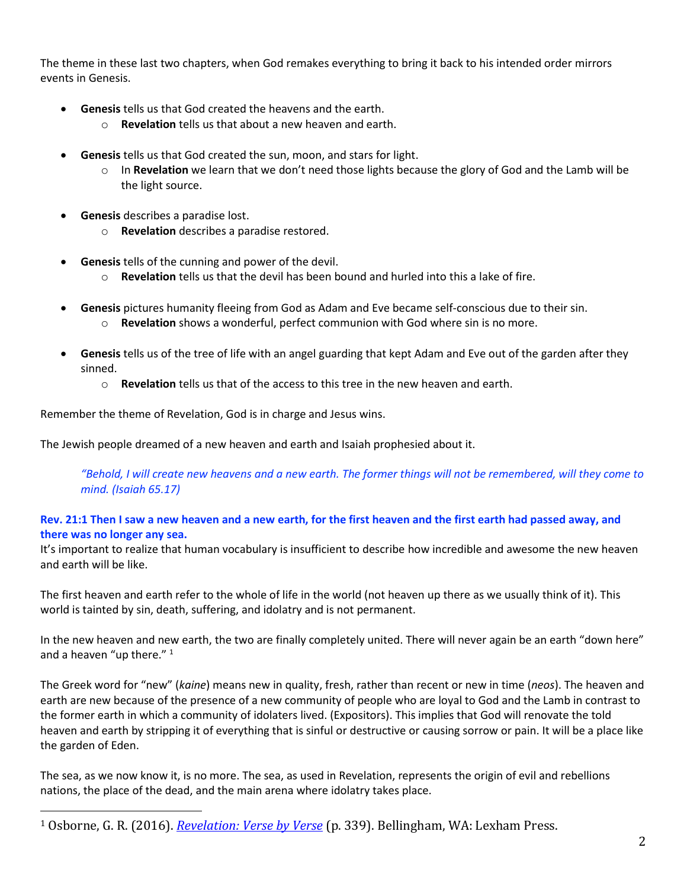The theme in these last two chapters, when God remakes everything to bring it back to his intended order mirrors events in Genesis.

- **Genesis** tells us that God created the heavens and the earth.
  - **Revelation** tells us that about a new heaven and earth.
- **Genesis** tells us that God created the sun, moon, and stars for light.
  - In **Revelation** we learn that we don't need those lights because the glory of God and the Lamb will be the light source.
- **Genesis** describes a paradise lost.
  - **Revelation** describes a paradise restored.
- **Genesis** tells of the cunning and power of the devil.
  - **Revelation** tells us that the devil has been bound and hurled into this a lake of fire.
- **Genesis** pictures humanity fleeing from God as Adam and Eve became self-conscious due to their sin.
  - **Revelation** shows a wonderful, perfect communion with God where sin is no more.
- **Genesis** tells us of the tree of life with an angel guarding that kept Adam and Eve out of the garden after they sinned.
  - **Revelation** tells us that of the access to this tree in the new heaven and earth.

Remember the theme of Revelation, God is in charge and Jesus wins.

The Jewish people dreamed of a new heaven and earth and Isaiah prophesied about it.

> *"Behold, I will create new heavens and a new earth. The former things will not be remembered, will they come to mind. (Isaiah 65.17)*

**Rev. 21:1 Then I saw a new heaven and a new earth, for the first heaven and the first earth had passed away, and there was no longer any sea.**

It's important to realize that human vocabulary is insufficient to describe how incredible and awesome the new heaven and earth will be like.

The first heaven and earth refer to the whole of life in the world (not heaven up there as we usually think of it). This world is tainted by sin, death, suffering, and idolatry and is not permanent.

In the new heaven and new earth, the two are finally completely united. There will never again be an earth "down here" and a heaven "up there." [1]

The Greek word for "new" (*kaine*) means new in quality, fresh, rather than recent or new in time (*neos*). The heaven and earth are new because of the presence of a new community of people who are loyal to God and the Lamb in contrast to the former earth in which a community of idolaters lived. (Expositors). This implies that God will renovate the told heaven and earth by stripping it of everything that is sinful or destructive or causing sorrow or pain. It will be a place like the garden of Eden.

The sea, as we now know it, is no more. The sea, as used in Revelation, represents the origin of evil and rebellions nations, the place of the dead, and the main arena where idolatry takes place.

---

[1] Osborne, G. R. (2016). *Revelation: Verse by Verse* (p. 339). Bellingham, WA: Lexham Press.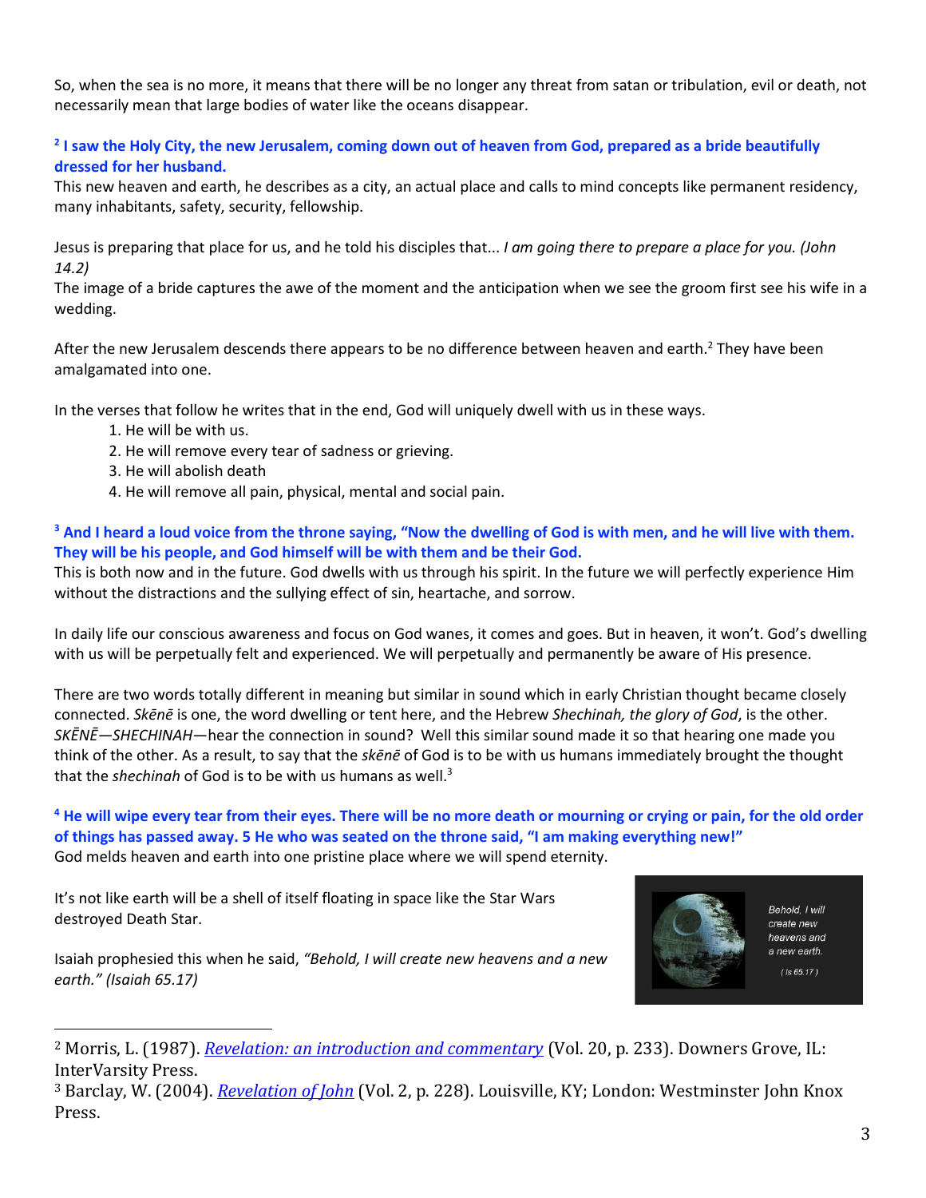So, when the sea is no more, it means that there will be no longer any threat from satan or tribulation, evil or death, not necessarily mean that large bodies of water like the oceans disappear.

**[2] I saw the Holy City, the new Jerusalem, coming down out of heaven from God, prepared as a bride beautifully dressed for her husband.**

This new heaven and earth, he describes as a city, an actual place and calls to mind concepts like permanent residency, many inhabitants, safety, security, fellowship.

Jesus is preparing that place for us, and he told his disciples that... *I am going there to prepare a place for you. (John 14.2)*

The image of a bride captures the awe of the moment and the anticipation when we see the groom first see his wife in a wedding.

After the new Jerusalem descends there appears to be no difference between heaven and earth.[2] They have been amalgamated into one.

In the verses that follow he writes that in the end, God will uniquely dwell with us in these ways.

1. He will be with us.
2. He will remove every tear of sadness or grieving.
3. He will abolish death
4. He will remove all pain, physical, mental and social pain.

**[3] And I heard a loud voice from the throne saying, "Now the dwelling of God is with men, and he will live with them. They will be his people, and God himself will be with them and be their God.**

This is both now and in the future. God dwells with us through his spirit. In the future we will perfectly experience Him without the distractions and the sullying effect of sin, heartache, and sorrow.

In daily life our conscious awareness and focus on God wanes, it comes and goes. But in heaven, it won't. God's dwelling with us will be perpetually felt and experienced. We will perpetually and permanently be aware of His presence.

There are two words totally different in meaning but similar in sound which in early Christian thought became closely connected. *Skēnē* is one, the word dwelling or tent here, and the Hebrew *Shechinah, the glory of God*, is the other. *SKĒNĒ—SHECHINAH*—hear the connection in sound? Well this similar sound made it so that hearing one made you think of the other. As a result, to say that the *skēnē* of God is to be with us humans immediately brought the thought that the *shechinah* of God is to be with us humans as well.[3]

**[4] He will wipe every tear from their eyes. There will be no more death or mourning or crying or pain, for the old order of things has passed away. 5 He who was seated on the throne said, "I am making everything new!"**

God melds heaven and earth into one pristine place where we will spend eternity.

It's not like earth will be a shell of itself floating in space like the Star Wars destroyed Death Star.

Isaiah prophesied this when he said, *"Behold, I will create new heavens and a new earth." (Isaiah 65.17)*

---

[2] Morris, L. (1987). *Revelation: an introduction and commentary* (Vol. 20, p. 233). Downers Grove, IL: InterVarsity Press.

[3] Barclay, W. (2004). *Revelation of John* (Vol. 2, p. 228). Louisville, KY; London: Westminster John Knox Press.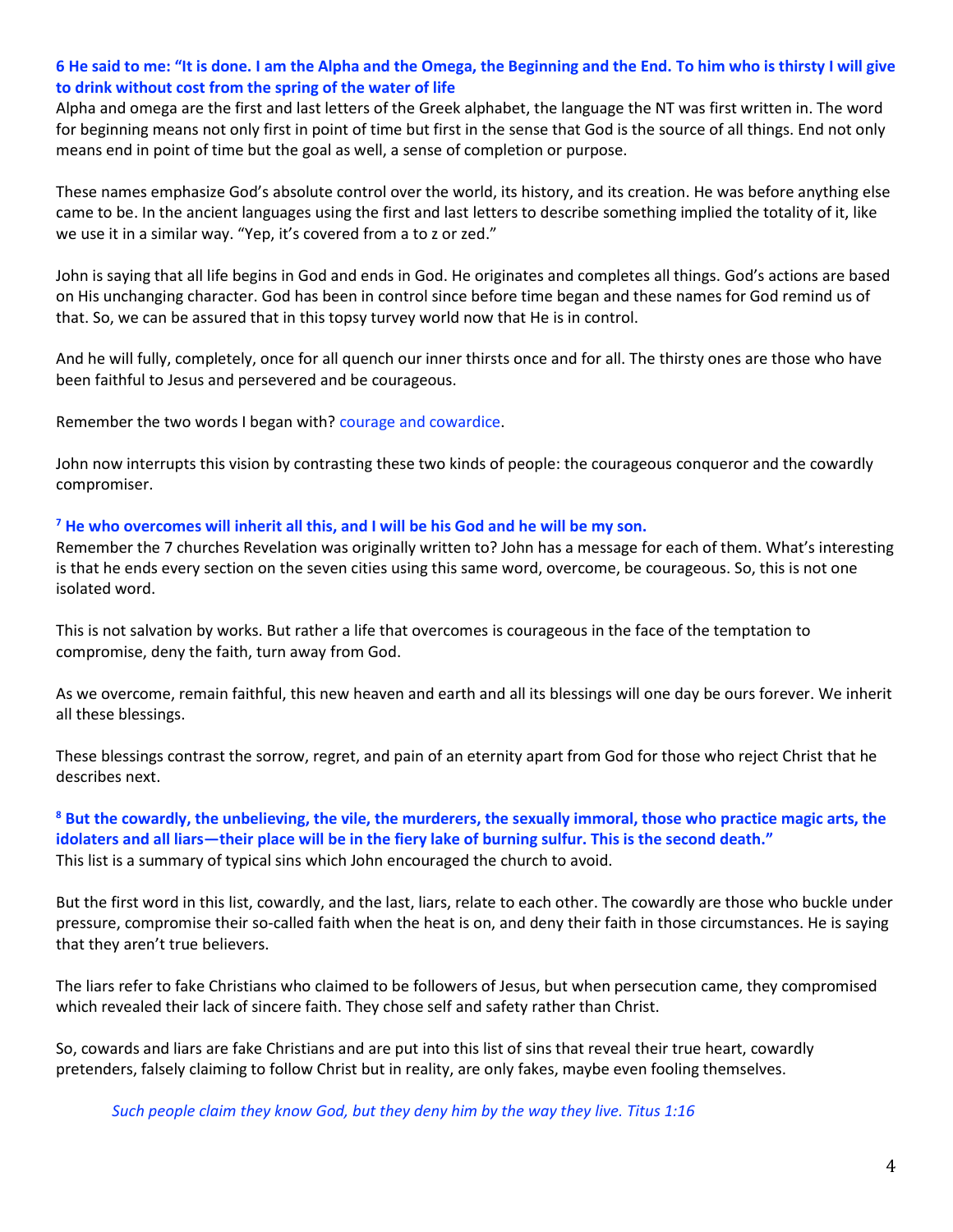**6 He said to me: "It is done. I am the Alpha and the Omega, the Beginning and the End. To him who is thirsty I will give to drink without cost from the spring of the water of life**

Alpha and omega are the first and last letters of the Greek alphabet, the language the NT was first written in. The word for beginning means not only first in point of time but first in the sense that God is the source of all things. End not only means end in point of time but the goal as well, a sense of completion or purpose.

These names emphasize God's absolute control over the world, its history, and its creation. He was before anything else came to be. In the ancient languages using the first and last letters to describe something implied the totality of it, like we use it in a similar way. "Yep, it's covered from a to z or zed."

John is saying that all life begins in God and ends in God. He originates and completes all things. God's actions are based on His unchanging character. God has been in control since before time began and these names for God remind us of that. So, we can be assured that in this topsy turvey world now that He is in control.

And he will fully, completely, once for all quench our inner thirsts once and for all. The thirsty ones are those who have been faithful to Jesus and persevered and be courageous.

Remember the two words I began with? courage and cowardice.

John now interrupts this vision by contrasting these two kinds of people: the courageous conqueror and the cowardly compromiser.

**[7] He who overcomes will inherit all this, and I will be his God and he will be my son.**

Remember the 7 churches Revelation was originally written to? John has a message for each of them. What's interesting is that he ends every section on the seven cities using this same word, overcome, be courageous. So, this is not one isolated word.

This is not salvation by works. But rather a life that overcomes is courageous in the face of the temptation to compromise, deny the faith, turn away from God.

As we overcome, remain faithful, this new heaven and earth and all its blessings will one day be ours forever. We inherit all these blessings.

These blessings contrast the sorrow, regret, and pain of an eternity apart from God for those who reject Christ that he describes next.

**[8] But the cowardly, the unbelieving, the vile, the murderers, the sexually immoral, those who practice magic arts, the idolaters and all liars—their place will be in the fiery lake of burning sulfur. This is the second death."**

This list is a summary of typical sins which John encouraged the church to avoid.

But the first word in this list, cowardly, and the last, liars, relate to each other. The cowardly are those who buckle under pressure, compromise their so-called faith when the heat is on, and deny their faith in those circumstances. He is saying that they aren't true believers.

The liars refer to fake Christians who claimed to be followers of Jesus, but when persecution came, they compromised which revealed their lack of sincere faith. They chose self and safety rather than Christ.

So, cowards and liars are fake Christians and are put into this list of sins that reveal their true heart, cowardly pretenders, falsely claiming to follow Christ but in reality, are only fakes, maybe even fooling themselves.

> *Such people claim they know God, but they deny him by the way they live. Titus 1:16*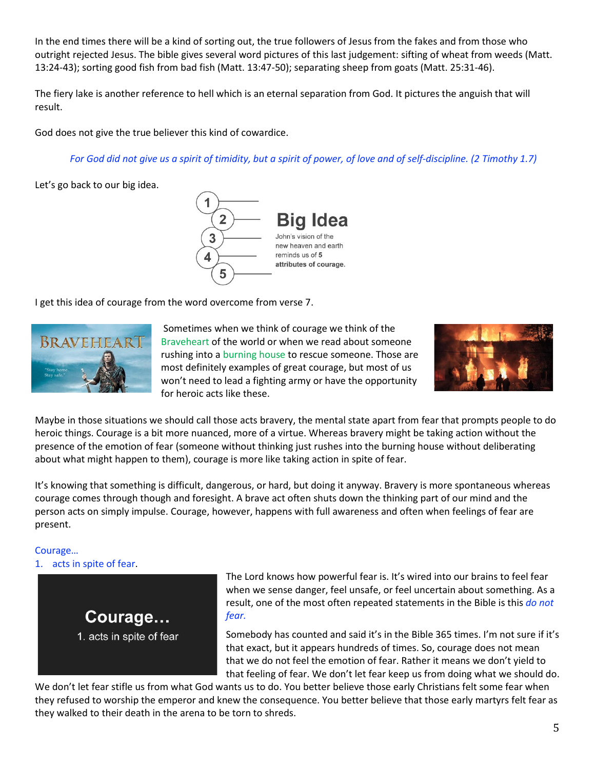In the end times there will be a kind of sorting out, the true followers of Jesus from the fakes and from those who outright rejected Jesus. The bible gives several word pictures of this last judgement: sifting of wheat from weeds (Matt. 13:24-43); sorting good fish from bad fish (Matt. 13:47-50); separating sheep from goats (Matt. 25:31-46).

The fiery lake is another reference to hell which is an eternal separation from God. It pictures the anguish that will result.

God does not give the true believer this kind of cowardice.

> *For God did not give us a spirit of timidity, but a spirit of power, of love and of self-discipline. (2 Timothy 1.7)*

Let's go back to our big idea.

**Big Idea**

John's vision of the new heaven and earth reminds us of **5 attributes of courage.**

I get this idea of courage from the word overcome from verse 7.

Sometimes when we think of courage we think of the Braveheart of the world or when we read about someone rushing into a burning house to rescue someone. Those are most definitely examples of great courage, but most of us won't need to lead a fighting army or have the opportunity for heroic acts like these.

Maybe in those situations we should call those acts bravery, the mental state apart from fear that prompts people to do heroic things. Courage is a bit more nuanced, more of a virtue. Whereas bravery might be taking action without the presence of the emotion of fear (someone without thinking just rushes into the burning house without deliberating about what might happen to them), courage is more like taking action in spite of fear.

It's knowing that something is difficult, dangerous, or hard, but doing it anyway. Bravery is more spontaneous whereas courage comes through though and foresight. A brave act often shuts down the thinking part of our mind and the person acts on simply impulse. Courage, however, happens with full awareness and often when feelings of fear are present.

Courage…

1. acts in spite of fear.

**Courage…**

1. acts in spite of fear

The Lord knows how powerful fear is. It's wired into our brains to feel fear when we sense danger, feel unsafe, or feel uncertain about something. As a result, one of the most often repeated statements in the Bible is this *do not fear.*

Somebody has counted and said it's in the Bible 365 times. I'm not sure if it's that exact, but it appears hundreds of times. So, courage does not mean that we do not feel the emotion of fear. Rather it means we don't yield to that feeling of fear. We don't let fear keep us from doing what we should do. We don't let fear stifle us from what God wants us to do. You better believe those early Christians felt some fear when they refused to worship the emperor and knew the consequence. You better believe that those early martyrs felt fear as they walked to their death in the arena to be torn to shreds.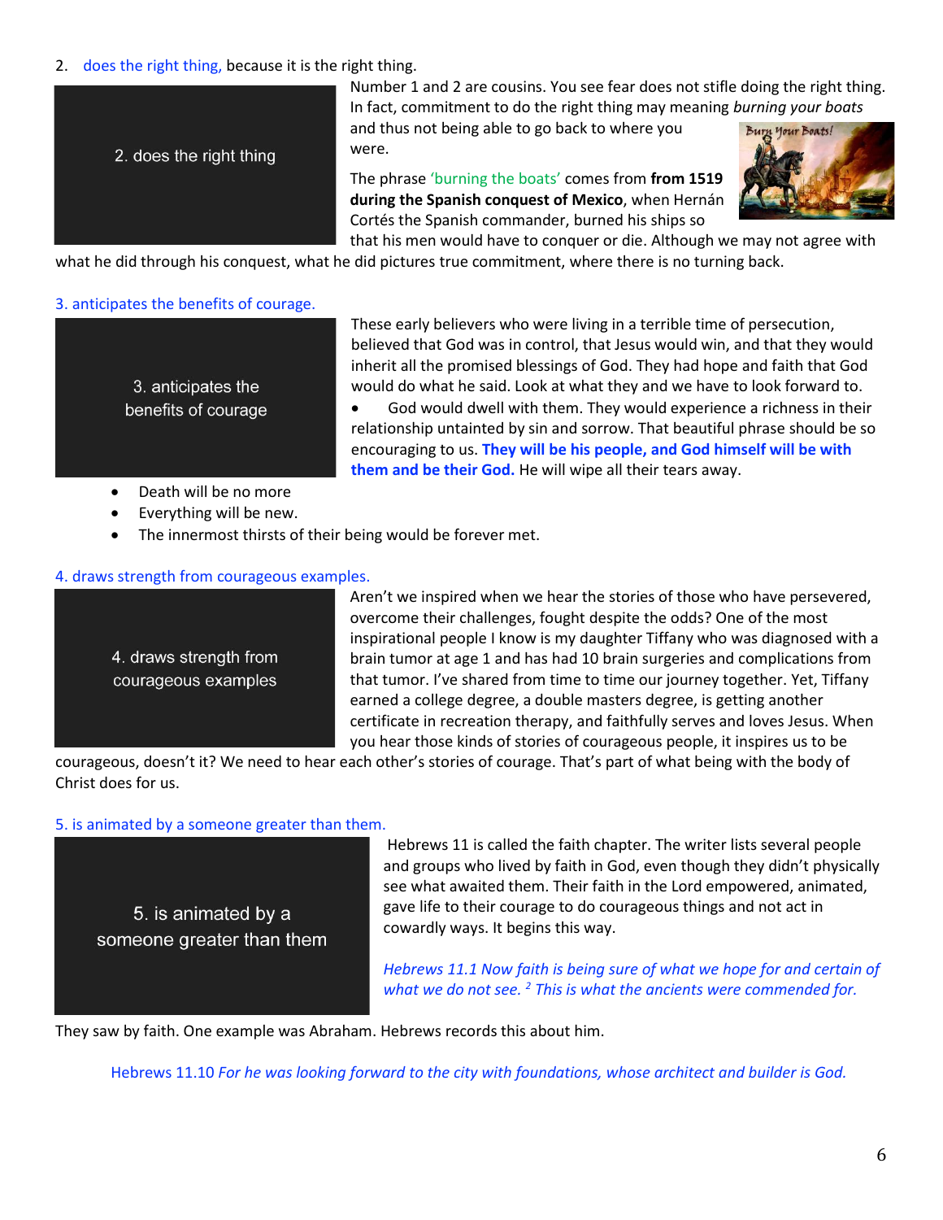2. does the right thing, because it is the right thing.

2. does the right thing

Number 1 and 2 are cousins. You see fear does not stifle doing the right thing. In fact, commitment to do the right thing may meaning *burning your boats* and thus not being able to go back to where you were.

The phrase 'burning the boats' comes from **from 1519 during the Spanish conquest of Mexico**, when Hernán Cortés the Spanish commander, burned his ships so that his men would have to conquer or die. Although we may not agree with what he did through his conquest, what he did pictures true commitment, where there is no turning back.

3. anticipates the benefits of courage.

3. anticipates the benefits of courage

These early believers who were living in a terrible time of persecution, believed that God was in control, that Jesus would win, and that they would inherit all the promised blessings of God. They had hope and faith that God would do what he said. Look at what they and we have to look forward to.

- God would dwell with them. They would experience a richness in their relationship untainted by sin and sorrow. That beautiful phrase should be so encouraging to us. **They will be his people, and God himself will be with them and be their God.** He will wipe all their tears away.
- Death will be no more
- Everything will be new.
- The innermost thirsts of their being would be forever met.

4. draws strength from courageous examples.

4. draws strength from courageous examples

Aren't we inspired when we hear the stories of those who have persevered, overcome their challenges, fought despite the odds? One of the most inspirational people I know is my daughter Tiffany who was diagnosed with a brain tumor at age 1 and has had 10 brain surgeries and complications from that tumor. I've shared from time to time our journey together. Yet, Tiffany earned a college degree, a double masters degree, is getting another certificate in recreation therapy, and faithfully serves and loves Jesus. When you hear those kinds of stories of courageous people, it inspires us to be courageous, doesn't it? We need to hear each other's stories of courage. That's part of what being with the body of Christ does for us.

5. is animated by a someone greater than them.

5. is animated by a someone greater than them

Hebrews 11 is called the faith chapter. The writer lists several people and groups who lived by faith in God, even though they didn't physically see what awaited them. Their faith in the Lord empowered, animated, gave life to their courage to do courageous things and not act in cowardly ways. It begins this way.

*Hebrews 11.1 Now faith is being sure of what we hope for and certain of what we do not see. [2] This is what the ancients were commended for.*

They saw by faith. One example was Abraham. Hebrews records this about him.

Hebrews 11.10 *For he was looking forward to the city with foundations, whose architect and builder is God.*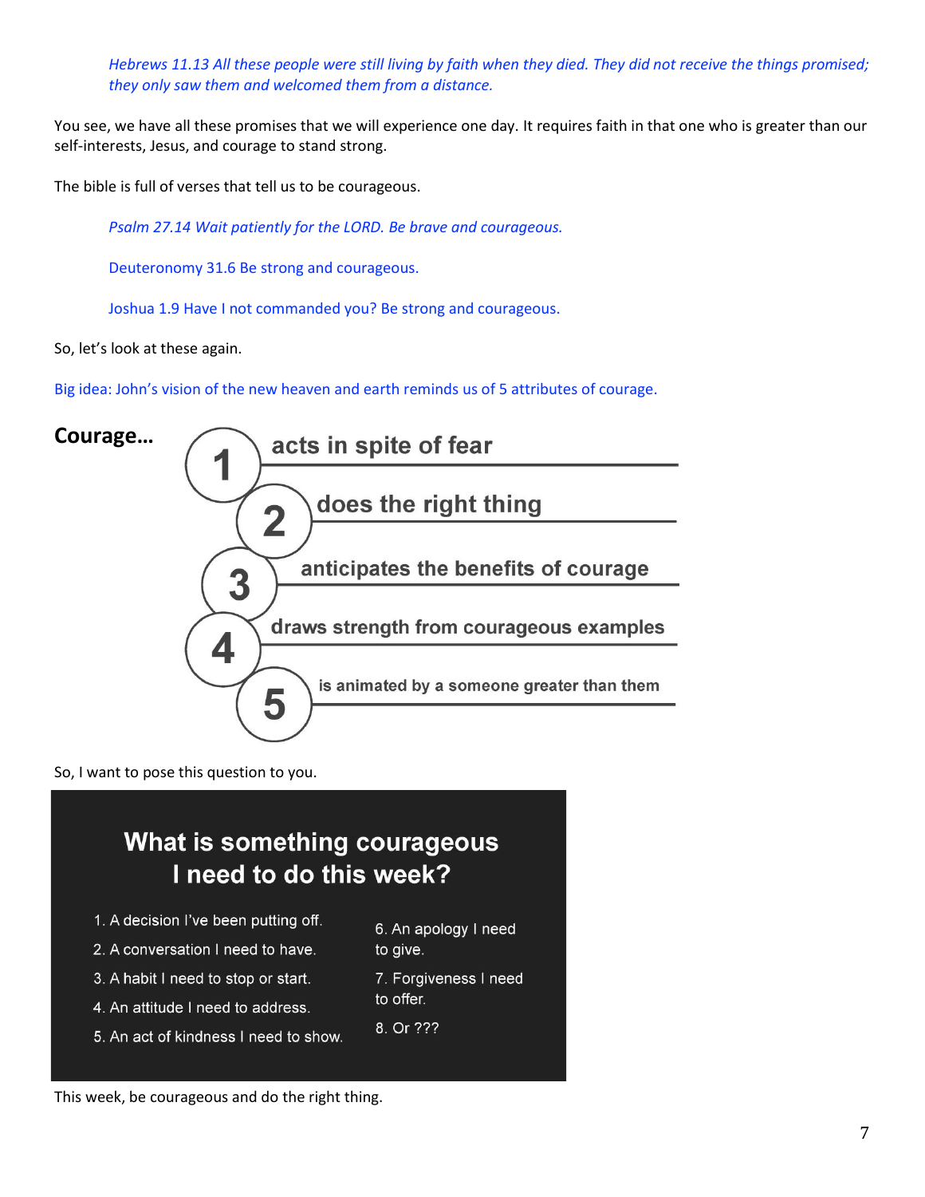*Hebrews 11.13 All these people were still living by faith when they died. They did not receive the things promised; they only saw them and welcomed them from a distance.*

You see, we have all these promises that we will experience one day. It requires faith in that one who is greater than our self-interests, Jesus, and courage to stand strong.

The bible is full of verses that tell us to be courageous.

*Psalm 27.14 Wait patiently for the LORD. Be brave and courageous.*

Deuteronomy 31.6 Be strong and courageous.

Joshua 1.9 Have I not commanded you? Be strong and courageous.

So, let's look at these again.

Big idea: John's vision of the new heaven and earth reminds us of 5 attributes of courage.

**Courage…**

1. acts in spite of fear
2. does the right thing
3. anticipates the benefits of courage
4. draws strength from courageous examples
5. is animated by a someone greater than them

So, I want to pose this question to you.

**What is something courageous I need to do this week?**

1. A decision I've been putting off.
2. A conversation I need to have.
3. A habit I need to stop or start.
4. An attitude I need to address.
5. An act of kindness I need to show.
6. An apology I need to give.
7. Forgiveness I need to offer.
8. Or ???

This week, be courageous and do the right thing.